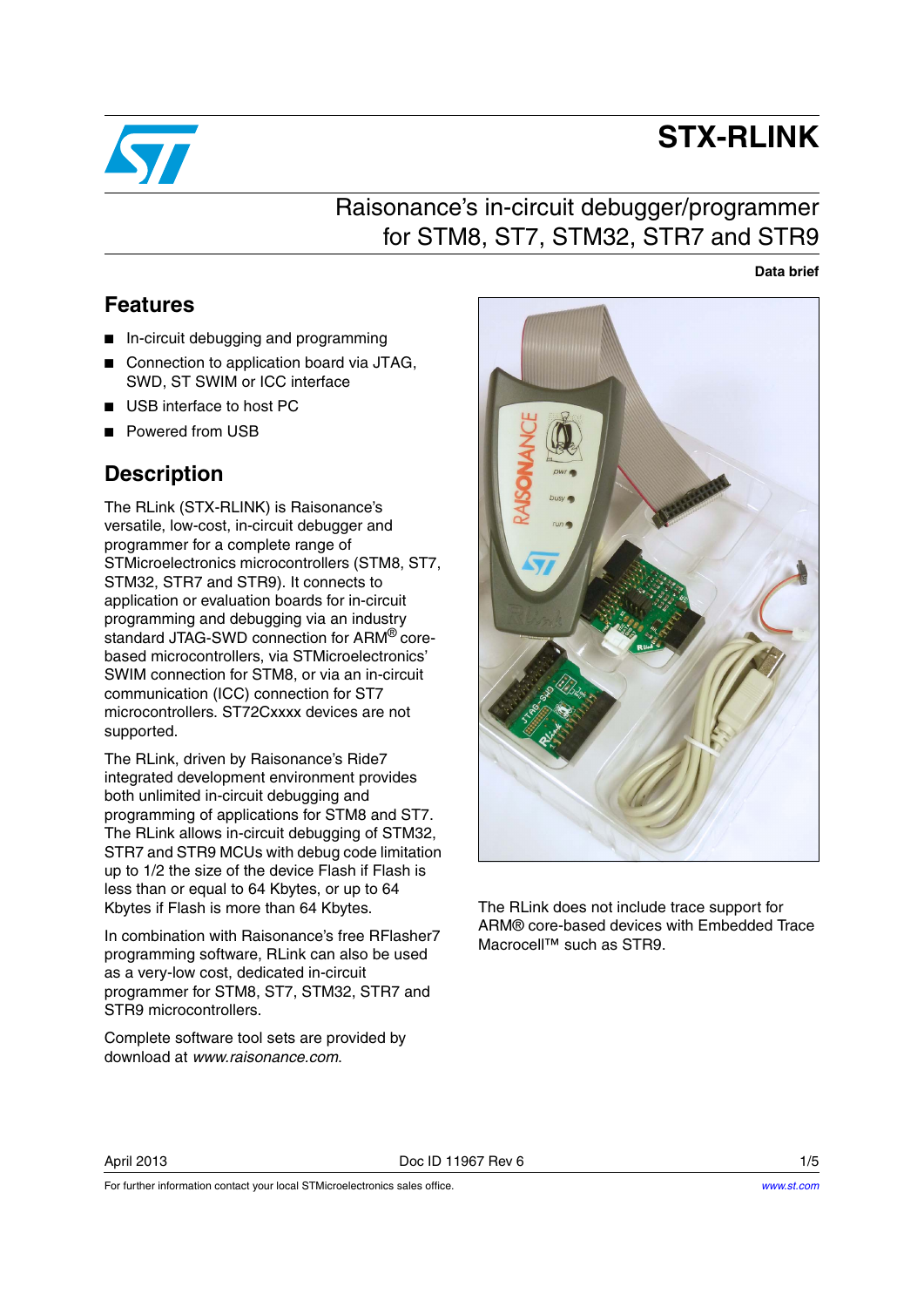# STX-RLINK

## Raisonance's in-circuit debugger/programmer for STM8, ST7, STM32, STR7 and STR9

**Data brief**

## Features

- In-circuit debugging and programming
- Connection to application board via JTAG, SWD, ST SWIM or ICC interface
- USB interface to host PC
- Powered from USB

## Description

The RLink (STX-RLINK) is Raisonance's versatile, low-cost, in-circuit debugger and programmer for a complete range of STMicroelectronics microcontrollers (STM8, ST7, STM32, STR7 and STR9). It connects to application or evaluation boards for in-circuit programming and debugging via an industry standard JTAG-SWD connection for ARM® core-based microcontrollers, via STMicroelectronics' SWIM connection for STM8, or via an in-circuit communication (ICC) connection for ST7 microcontrollers. ST72Cxxxx devices are not supported.

The RLink, driven by Raisonance's Ride7 integrated development environment provides both unlimited in-circuit debugging and programming of applications for STM8 and ST7. The RLink allows in-circuit debugging of STM32, STR7 and STR9 MCUs with debug code limitation up to 1/2 the size of the device Flash if Flash is less than or equal to 64 Kbytes, or up to 64 Kbytes if Flash is more than 64 Kbytes.

In combination with Raisonance's free RFlasher7 programming software, RLink can also be used as a very-low cost, dedicated in-circuit programmer for STM8, ST7, STM32, STR7 and STR9 microcontrollers.

Complete software tool sets are provided by download at *www.raisonance.com*.

The RLink does not include trace support for ARM® core-based devices with Embedded Trace Macrocell™ such as STR9.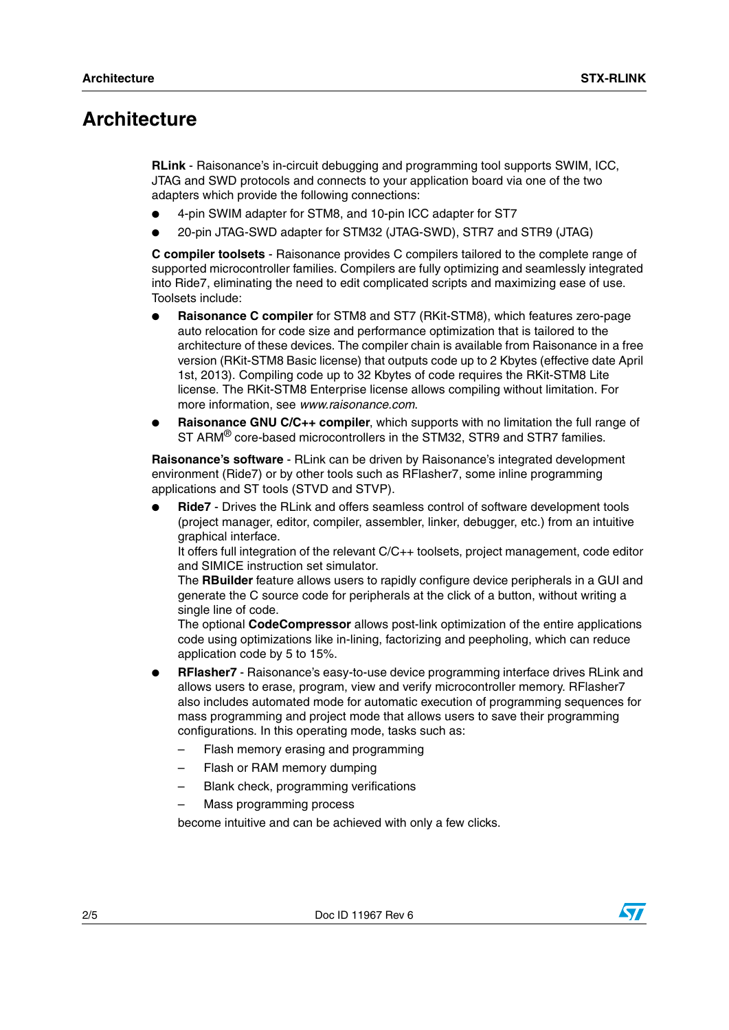# Architecture

**RLink** - Raisonance's in-circuit debugging and programming tool supports SWIM, ICC, JTAG and SWD protocols and connects to your application board via one of the two adapters which provide the following connections:

- 4-pin SWIM adapter for STM8, and 10-pin ICC adapter for ST7
- 20-pin JTAG-SWD adapter for STM32 (JTAG-SWD), STR7 and STR9 (JTAG)

**C compiler toolsets** - Raisonance provides C compilers tailored to the complete range of supported microcontroller families. Compilers are fully optimizing and seamlessly integrated into Ride7, eliminating the need to edit complicated scripts and maximizing ease of use. Toolsets include:

- **Raisonance C compiler** for STM8 and ST7 (RKit-STM8), which features zero-page auto relocation for code size and performance optimization that is tailored to the architecture of these devices. The compiler chain is available from Raisonance in a free version (RKit-STM8 Basic license) that outputs code up to 2 Kbytes (effective date April 1st, 2013). Compiling code up to 32 Kbytes of code requires the RKit-STM8 Lite license. The RKit-STM8 Enterprise license allows compiling without limitation. For more information, see *www.raisonance.com*.
- **Raisonance GNU C/C++ compiler**, which supports with no limitation the full range of ST ARM® core-based microcontrollers in the STM32, STR9 and STR7 families.

**Raisonance's software** - RLink can be driven by Raisonance's integrated development environment (Ride7) or by other tools such as RFlasher7, some inline programming applications and ST tools (STVD and STVP).

- **Ride7** - Drives the RLink and offers seamless control of software development tools (project manager, editor, compiler, assembler, linker, debugger, etc.) from an intuitive graphical interface.
  It offers full integration of the relevant C/C++ toolsets, project management, code editor and SIMICE instruction set simulator.
  The **RBuilder** feature allows users to rapidly configure device peripherals in a GUI and generate the C source code for peripherals at the click of a button, without writing a single line of code.
  The optional **CodeCompressor** allows post-link optimization of the entire applications code using optimizations like in-lining, factorizing and peepholing, which can reduce application code by 5 to 15%.
- **RFlasher7** - Raisonance's easy-to-use device programming interface drives RLink and allows users to erase, program, view and verify microcontroller memory. RFlasher7 also includes automated mode for automatic execution of programming sequences for mass programming and project mode that allows users to save their programming configurations. In this operating mode, tasks such as:
  - Flash memory erasing and programming
  - Flash or RAM memory dumping
  - Blank check, programming verifications
  - Mass programming process

  become intuitive and can be achieved with only a few clicks.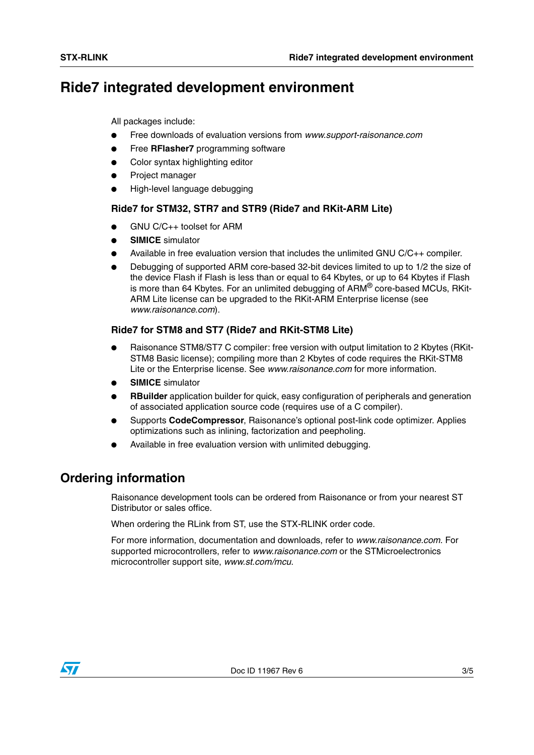# Ride7 integrated development environment

All packages include:

- Free downloads of evaluation versions from *www.support-raisonance.com*
- Free **RFlasher7** programming software
- Color syntax highlighting editor
- Project manager
- High-level language debugging

### Ride7 for STM32, STR7 and STR9 (Ride7 and RKit-ARM Lite)

- GNU C/C++ toolset for ARM
- **SIMICE** simulator
- Available in free evaluation version that includes the unlimited GNU C/C++ compiler.
- Debugging of supported ARM core-based 32-bit devices limited to up to 1/2 the size of the device Flash if Flash is less than or equal to 64 Kbytes, or up to 64 Kbytes if Flash is more than 64 Kbytes. For an unlimited debugging of ARM® core-based MCUs, RKit-ARM Lite license can be upgraded to the RKit-ARM Enterprise license (see *www.raisonance.com*).

### Ride7 for STM8 and ST7 (Ride7 and RKit-STM8 Lite)

- Raisonance STM8/ST7 C compiler: free version with output limitation to 2 Kbytes (RKit-STM8 Basic license); compiling more than 2 Kbytes of code requires the RKit-STM8 Lite or the Enterprise license. See *www.raisonance.com* for more information.
- **SIMICE** simulator
- **RBuilder** application builder for quick, easy configuration of peripherals and generation of associated application source code (requires use of a C compiler).
- Supports **CodeCompressor**, Raisonance's optional post-link code optimizer. Applies optimizations such as inlining, factorization and peepholing.
- Available in free evaluation version with unlimited debugging.

# Ordering information

Raisonance development tools can be ordered from Raisonance or from your nearest ST Distributor or sales office.

When ordering the RLink from ST, use the STX-RLINK order code.

For more information, documentation and downloads, refer to *www.raisonance.com*. For supported microcontrollers, refer to *www.raisonance.com* or the STMicroelectronics microcontroller support site, *www.st.com/mcu*.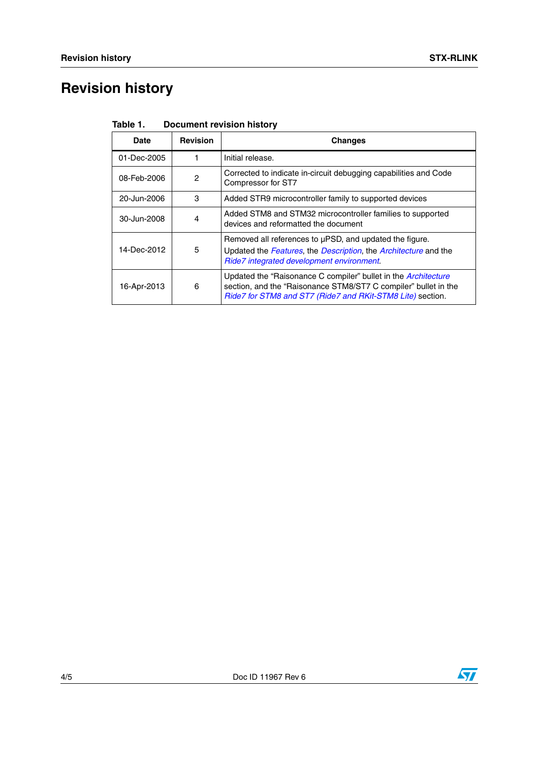# Revision history

Table 1. Document revision history

| Date | Revision | Changes |
|---|---|---|
| 01-Dec-2005 | 1 | Initial release. |
| 08-Feb-2006 | 2 | Corrected to indicate in-circuit debugging capabilities and Code Compressor for ST7 |
| 20-Jun-2006 | 3 | Added STR9 microcontroller family to supported devices |
| 30-Jun-2008 | 4 | Added STM8 and STM32 microcontroller families to supported devices and reformatted the document |
| 14-Dec-2012 | 5 | Removed all references to μPSD, and updated the figure. Updated the *Features*, the *Description*, the *Architecture* and the *Ride7 integrated development environment*. |
| 16-Apr-2013 | 6 | Updated the “Raisonance C compiler” bullet in the *Architecture* section, and the “Raisonance STM8/ST7 C compiler” bullet in the *Ride7 for STM8 and ST7 (Ride7 and RKit-STM8 Lite)* section. |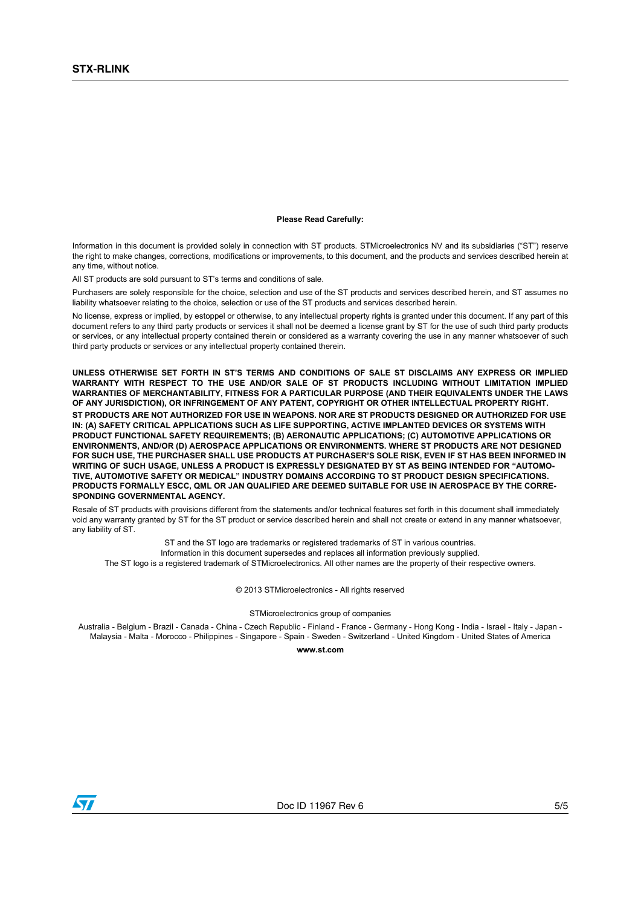**Please Read Carefully:**

Information in this document is provided solely in connection with ST products. STMicroelectronics NV and its subsidiaries (“ST”) reserve the right to make changes, corrections, modifications or improvements, to this document, and the products and services described herein at any time, without notice.

All ST products are sold pursuant to ST’s terms and conditions of sale.

Purchasers are solely responsible for the choice, selection and use of the ST products and services described herein, and ST assumes no liability whatsoever relating to the choice, selection or use of the ST products and services described herein.

No license, express or implied, by estoppel or otherwise, to any intellectual property rights is granted under this document. If any part of this document refers to any third party products or services it shall not be deemed a license grant by ST for the use of such third party products or services, or any intellectual property contained therein or considered as a warranty covering the use in any manner whatsoever of such third party products or services or any intellectual property contained therein.

**UNLESS OTHERWISE SET FORTH IN ST’S TERMS AND CONDITIONS OF SALE ST DISCLAIMS ANY EXPRESS OR IMPLIED WARRANTY WITH RESPECT TO THE USE AND/OR SALE OF ST PRODUCTS INCLUDING WITHOUT LIMITATION IMPLIED WARRANTIES OF MERCHANTABILITY, FITNESS FOR A PARTICULAR PURPOSE (AND THEIR EQUIVALENTS UNDER THE LAWS OF ANY JURISDICTION), OR INFRINGEMENT OF ANY PATENT, COPYRIGHT OR OTHER INTELLECTUAL PROPERTY RIGHT.**

**ST PRODUCTS ARE NOT AUTHORIZED FOR USE IN WEAPONS. NOR ARE ST PRODUCTS DESIGNED OR AUTHORIZED FOR USE IN: (A) SAFETY CRITICAL APPLICATIONS SUCH AS LIFE SUPPORTING, ACTIVE IMPLANTED DEVICES OR SYSTEMS WITH PRODUCT FUNCTIONAL SAFETY REQUIREMENTS; (B) AERONAUTIC APPLICATIONS; (C) AUTOMOTIVE APPLICATIONS OR ENVIRONMENTS, AND/OR (D) AEROSPACE APPLICATIONS OR ENVIRONMENTS. WHERE ST PRODUCTS ARE NOT DESIGNED FOR SUCH USE, THE PURCHASER SHALL USE PRODUCTS AT PURCHASER’S SOLE RISK, EVEN IF ST HAS BEEN INFORMED IN WRITING OF SUCH USAGE, UNLESS A PRODUCT IS EXPRESSLY DESIGNATED BY ST AS BEING INTENDED FOR “AUTOMOTIVE, AUTOMOTIVE SAFETY OR MEDICAL” INDUSTRY DOMAINS ACCORDING TO ST PRODUCT DESIGN SPECIFICATIONS. PRODUCTS FORMALLY ESCC, QML OR JAN QUALIFIED ARE DEEMED SUITABLE FOR USE IN AEROSPACE BY THE CORRESPONDING GOVERNMENTAL AGENCY.**

Resale of ST products with provisions different from the statements and/or technical features set forth in this document shall immediately void any warranty granted by ST for the ST product or service described herein and shall not create or extend in any manner whatsoever, any liability of ST.

ST and the ST logo are trademarks or registered trademarks of ST in various countries.
Information in this document supersedes and replaces all information previously supplied.
The ST logo is a registered trademark of STMicroelectronics. All other names are the property of their respective owners.

© 2013 STMicroelectronics - All rights reserved

STMicroelectronics group of companies

Australia - Belgium - Brazil - Canada - China - Czech Republic - Finland - France - Germany - Hong Kong - India - Israel - Italy - Japan - Malaysia - Malta - Morocco - Philippines - Singapore - Spain - Sweden - Switzerland - United Kingdom - United States of America

**www.st.com**